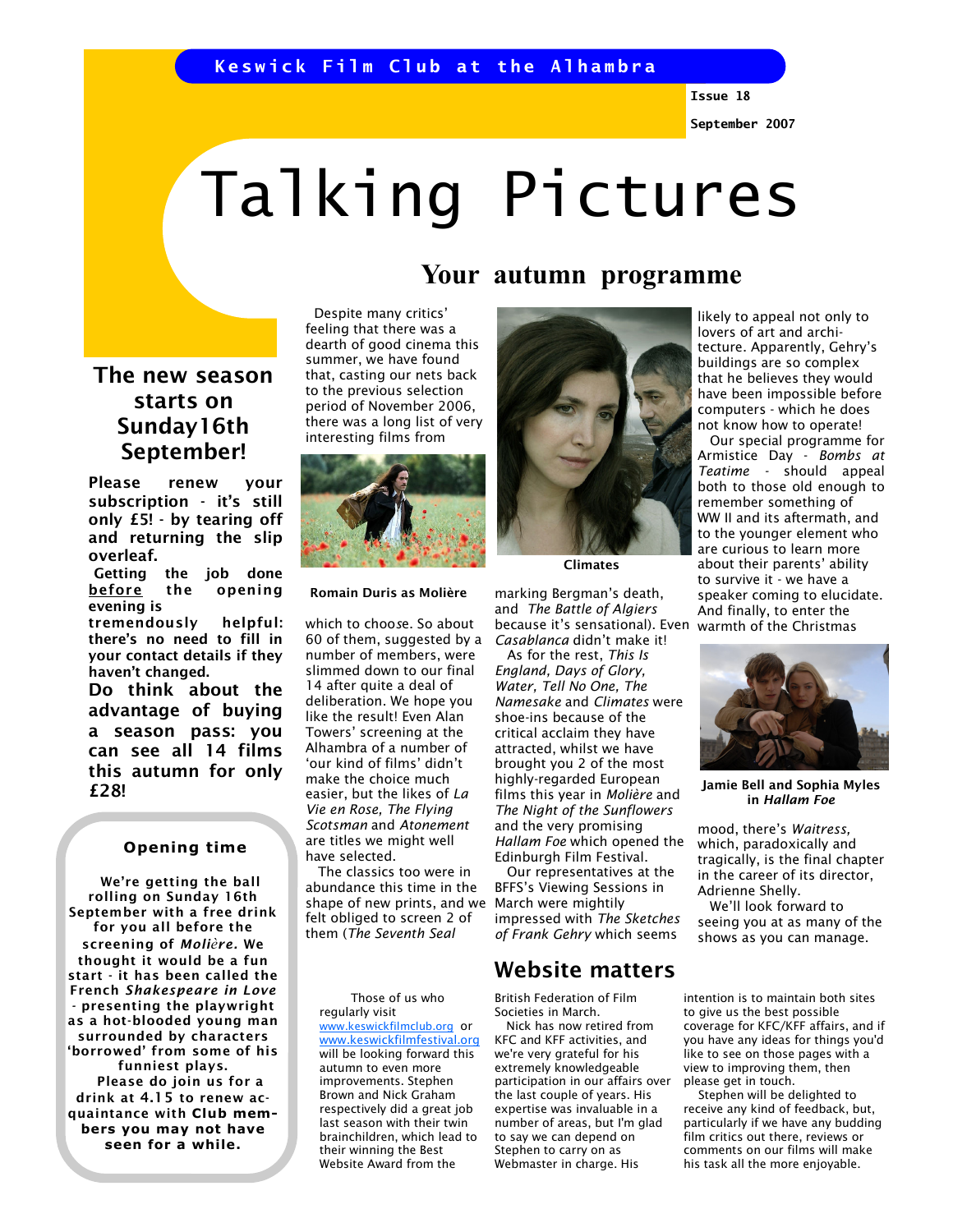Keswick Film Club at the Alhambra

Issue 18

September 2007

# Talking Pictures

## The new season starts on Sunday16th September!

**Please renew your subscription - it's still only £5! - by tearing off and returning the slip overleaf.**

**Getting the job done <u>before</u> the opening evening is tremendously helpful: there's no need to fill in your contact details if they haven't changed.**

**Do think about the advantage of buying a season pass: you can see all 14 films this autumn for only £28!**

### Opening time

**We're getting the ball rolling on Sunday 16th September with a free drink for you all before the screening of *Molière*. We thought it would be a fun start - it has been called the French *Shakespeare in Love* - presenting the playwright as a hot-blooded young man surrounded by characters 'borrowed' from some of his funniest plays.**

**Please do join us for a drink at 4.15 to renew acquaintance with Club members you may not have seen for a while.**

## Your autumn programme

Despite many critics' feeling that there was a dearth of good cinema this summer, we have found that, casting our nets back to the previous selection period of November 2006, there was a long list of very interesting films from

**Romain Duris as Molière**

which to choose. So about 60 of them, suggested by a number of members, were slimmed down to our final 14 after quite a deal of deliberation. We hope you like the result! Even Alan Towers' screening at the Alhambra of a number of 'our kind of films' didn't make the choice much easier, but the likes of *La Vie en Rose, The Flying Scotsman* and *Atonement* are titles we might well have selected.

The classics too were in abundance this time in the shape of new prints, and we felt obliged to screen 2 of them (*The Seventh Seal*

**Climates**

marking Bergman's death, and *The Battle of Algiers* because it's sensational). Even *Casablanca* didn't make it!

As for the rest, *This Is England, Days of Glory, Water, Tell No One, The Namesake* and *Climates* were shoe-ins because of the critical acclaim they have attracted, whilst we have brought you 2 of the most highly-regarded European films this year in *Molière* and *The Night of the Sunflowers* and the very promising *Hallam Foe* which opened the Edinburgh Film Festival.

Our representatives at the BFFS's Viewing Sessions in March were mightily impressed with *The Sketches of Frank Gehry* which seems likely to appeal not only to lovers of art and architecture. Apparently, Gehry's buildings are so complex that he believes they would have been impossible before computers - which he does not know how to operate!

Our special programme for Armistice Day - *Bombs at Teatime* - should appeal both to those old enough to remember something of WW II and its aftermath, and to the younger element who are curious to learn more about their parents' ability to survive it - we have a speaker coming to elucidate. And finally, to enter the warmth of the Christmas

**Jamie Bell and Sophia Myles in *Hallam Foe***

mood, there's *Waitress,* which, paradoxically and tragically, is the final chapter in the career of its director, Adrienne Shelly.

We'll look forward to seeing you at as many of the shows as you can manage.

## Website matters

Those of us who regularly visit www.keswickfilmclub.org or www.keswickfilmfestival.org will be looking forward this autumn to even more improvements. Stephen Brown and Nick Graham respectively did a great job last season with their twin brainchildren, which lead to their winning the Best Website Award from the British Federation of Film Societies in March.

Nick has now retired from KFC and KFF activities, and we're very grateful for his extremely knowledgeable participation in our affairs over the last couple of years. His expertise was invaluable in a number of areas, but I'm glad to say we can depend on Stephen to carry on as Webmaster in charge. His intention is to maintain both sites to give us the best possible coverage for KFC/KFF affairs, and if you have any ideas for things you'd like to see on those pages with a view to improving them, then please get in touch.

Stephen will be delighted to receive any kind of feedback, but, particularly if we have any budding film critics out there, reviews or comments on our films will make his task all the more enjoyable.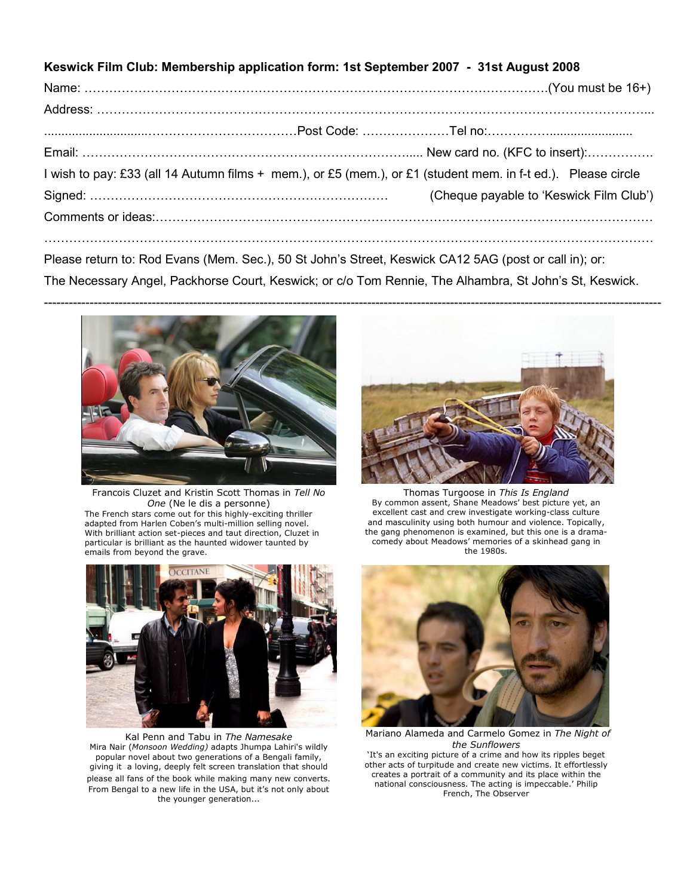**Keswick Film Club: Membership application form: 1st September 2007 - 31st August 2008**

Name: ………………………………………………………………………………………………….(You must be 16+)

Address: ……………………………………………………………………………………………………………………...

..............................……………………………Post Code: …………………Tel no:……………........................

Email: ……………………………………………………………………….... New card no. (KFC to insert):…………….

I wish to pay: £33 (all 14 Autumn films + mem.), or £5 (mem.), or £1 (student mem. in f-t ed.). Please circle

Signed: ……………………………………………………………… (Cheque payable to 'Keswick Film Club')

Comments or ideas:……………………………………………………………………………………………………

………………………………………………………………………………………………………………………………

Please return to: Rod Evans (Mem. Sec.), 50 St John's Street, Keswick CA12 5AG (post or call in); or:

The Necessary Angel, Packhorse Court, Keswick; or c/o Tom Rennie, The Alhambra, St John's St, Keswick.

---

Francois Cluzet and Kristin Scott Thomas in *Tell No One* (Ne le dis a personne)

The French stars come out for this highly-exciting thriller adapted from Harlen Coben's multi-million selling novel. With brilliant action set-pieces and taut direction, Cluzet in particular is brilliant as the haunted widower taunted by emails from beyond the grave.

Thomas Turgoose in *This Is England*

By common assent, Shane Meadows' best picture yet, an excellent cast and crew investigate working-class culture and masculinity using both humour and violence. Topically, the gang phenomenon is examined, but this one is a drama-comedy about Meadows' memories of a skinhead gang in the 1980s.

Kal Penn and Tabu in *The Namesake*

Mira Nair (*Monsoon Wedding)* adapts Jhumpa Lahiri's wildly popular novel about two generations of a Bengali family, giving it a loving, deeply felt screen translation that should please all fans of the book while making many new converts. From Bengal to a new life in the USA, but it's not only about the younger generation...

Mariano Alameda and Carmelo Gomez in *The Night of the Sunflowers*

'It's an exciting picture of a crime and how its ripples beget other acts of turpitude and create new victims. It effortlessly creates a portrait of a community and its place within the national consciousness. The acting is impeccable.' Philip French, The Observer